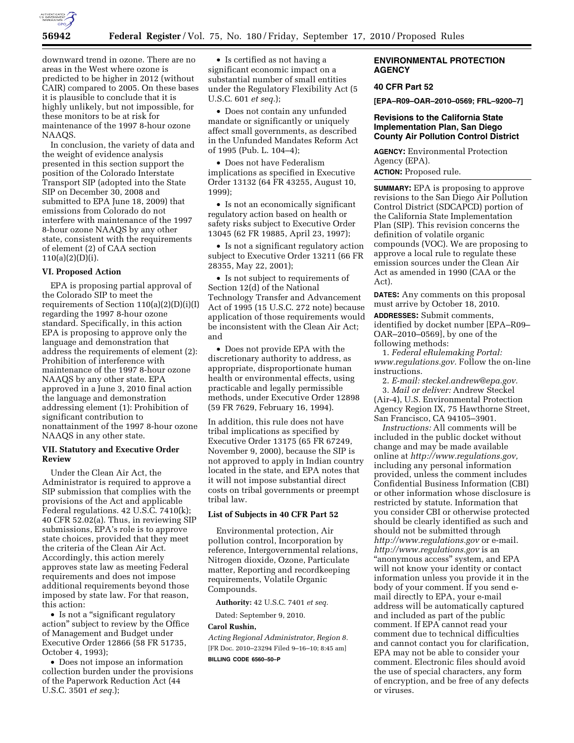downward trend in ozone. There are no areas in the West where ozone is predicted to be higher in 2012 (without CAIR) compared to 2005. On these bases it is plausible to conclude that it is highly unlikely, but not impossible, for these monitors to be at risk for maintenance of the 1997 8-hour ozone NAAQS.

In conclusion, the variety of data and the weight of evidence analysis presented in this section support the position of the Colorado Interstate Transport SIP (adopted into the State SIP on December 30, 2008 and submitted to EPA June 18, 2009) that emissions from Colorado do not interfere with maintenance of the 1997 8-hour ozone NAAQS by any other state, consistent with the requirements of element (2) of CAA section 110(a)(2)(D)(i).

### VI. Proposed Action

EPA is proposing partial approval of the Colorado SIP to meet the requirements of Section 110(a)(2)(D)(i)(I) regarding the 1997 8-hour ozone standard. Specifically, in this action EPA is proposing to approve only the language and demonstration that address the requirements of element (2): Prohibition of interference with maintenance of the 1997 8-hour ozone NAAQS by any other state. EPA approved in a June 3, 2010 final action the language and demonstration addressing element (1): Prohibition of significant contribution to nonattainment of the 1997 8-hour ozone NAAQS in any other state.

### VII. Statutory and Executive Order Review

Under the Clean Air Act, the Administrator is required to approve a SIP submission that complies with the provisions of the Act and applicable Federal regulations. 42 U.S.C. 7410(k); 40 CFR 52.02(a). Thus, in reviewing SIP submissions, EPA's role is to approve state choices, provided that they meet the criteria of the Clean Air Act. Accordingly, this action merely approves state law as meeting Federal requirements and does not impose additional requirements beyond those imposed by state law. For that reason, this action:

- Is not a "significant regulatory action" subject to review by the Office of Management and Budget under Executive Order 12866 (58 FR 51735, October 4, 1993);
- Does not impose an information collection burden under the provisions of the Paperwork Reduction Act (44 U.S.C. 3501 *et seq.*);
- Is certified as not having a significant economic impact on a substantial number of small entities under the Regulatory Flexibility Act (5 U.S.C. 601 *et seq.*);
- Does not contain any unfunded mandate or significantly or uniquely affect small governments, as described in the Unfunded Mandates Reform Act of 1995 (Pub. L. 104–4);
- Does not have Federalism implications as specified in Executive Order 13132 (64 FR 43255, August 10, 1999);
- Is not an economically significant regulatory action based on health or safety risks subject to Executive Order 13045 (62 FR 19885, April 23, 1997);
- Is not a significant regulatory action subject to Executive Order 13211 (66 FR 28355, May 22, 2001);
- Is not subject to requirements of Section 12(d) of the National Technology Transfer and Advancement Act of 1995 (15 U.S.C. 272 note) because application of those requirements would be inconsistent with the Clean Air Act; and
- Does not provide EPA with the discretionary authority to address, as appropriate, disproportionate human health or environmental effects, using practicable and legally permissible methods, under Executive Order 12898 (59 FR 7629, February 16, 1994).

In addition, this rule does not have tribal implications as specified by Executive Order 13175 (65 FR 67249, November 9, 2000), because the SIP is not approved to apply in Indian country located in the state, and EPA notes that it will not impose substantial direct costs on tribal governments or preempt tribal law.

### List of Subjects in 40 CFR Part 52

Environmental protection, Air pollution control, Incorporation by reference, Intergovernmental relations, Nitrogen dioxide, Ozone, Particulate matter, Reporting and recordkeeping requirements, Volatile Organic Compounds.

**Authority:** 42 U.S.C. 7401 *et seq.*

Dated: September 9, 2010.

**Carol Rushin,**

*Acting Regional Administrator, Region 8.*

[FR Doc. 2010–23294 Filed 9–16–10; 8:45 am]

**BILLING CODE 6560–50–P**

## ENVIRONMENTAL PROTECTION AGENCY

## 40 CFR Part 52

**[EPA–R09–OAR–2010–0569; FRL–9200–7]**

## Revisions to the California State Implementation Plan, San Diego County Air Pollution Control District

**AGENCY:** Environmental Protection Agency (EPA).

**ACTION:** Proposed rule.

**SUMMARY:** EPA is proposing to approve revisions to the San Diego Air Pollution Control District (SDCAPCD) portion of the California State Implementation Plan (SIP). This revision concerns the definition of volatile organic compounds (VOC). We are proposing to approve a local rule to regulate these emission sources under the Clean Air Act as amended in 1990 (CAA or the Act).

**DATES:** Any comments on this proposal must arrive by October 18, 2010.

**ADDRESSES:** Submit comments, identified by docket number [EPA–R09–OAR–2010–0569], by one of the following methods:

1. *Federal eRulemaking Portal: www.regulations.gov.* Follow the on-line instructions.
2. *E-mail: steckel.andrew@epa.gov.*
3. *Mail or deliver:* Andrew Steckel (Air-4), U.S. Environmental Protection Agency Region IX, 75 Hawthorne Street, San Francisco, CA 94105–3901.

*Instructions:* All comments will be included in the public docket without change and may be made available online at *http://www.regulations.gov,* including any personal information provided, unless the comment includes Confidential Business Information (CBI) or other information whose disclosure is restricted by statute. Information that you consider CBI or otherwise protected should be clearly identified as such and should not be submitted through *http://www.regulations.gov* or e-mail. *http://www.regulations.gov* is an "anonymous access" system, and EPA will not know your identity or contact information unless you provide it in the body of your comment. If you send e-mail directly to EPA, your e-mail address will be automatically captured and included as part of the public comment. If EPA cannot read your comment due to technical difficulties and cannot contact you for clarification, EPA may not be able to consider your comment. Electronic files should avoid the use of special characters, any form of encryption, and be free of any defects or viruses.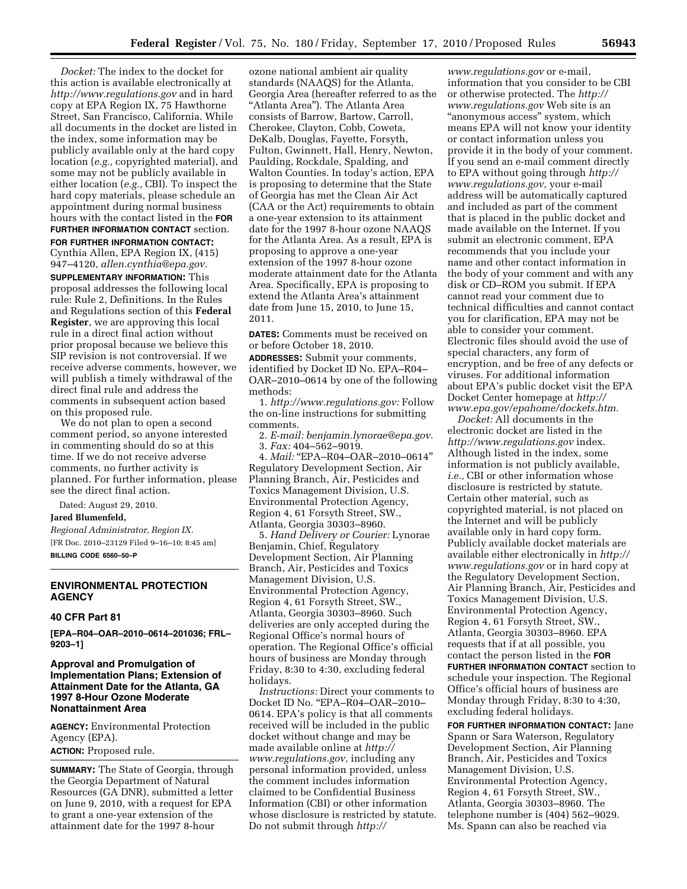*Docket:* The index to the docket for this action is available electronically at *http://www.regulations.gov* and in hard copy at EPA Region IX, 75 Hawthorne Street, San Francisco, California. While all documents in the docket are listed in the index, some information may be publicly available only at the hard copy location (*e.g.,* copyrighted material), and some may not be publicly available in either location (*e.g.,* CBI). To inspect the hard copy materials, please schedule an appointment during normal business hours with the contact listed in the **FOR FURTHER INFORMATION CONTACT** section.

**FOR FURTHER INFORMATION CONTACT:** Cynthia Allen, EPA Region IX, (415) 947–4120, *allen.cynthia@epa.gov.*

**SUPPLEMENTARY INFORMATION:** This proposal addresses the following local rule: Rule 2, Definitions. In the Rules and Regulations section of this **Federal Register**, we are approving this local rule in a direct final action without prior proposal because we believe this SIP revision is not controversial. If we receive adverse comments, however, we will publish a timely withdrawal of the direct final rule and address the comments in subsequent action based on this proposed rule.

We do not plan to open a second comment period, so anyone interested in commenting should do so at this time. If we do not receive adverse comments, no further activity is planned. For further information, please see the direct final action.

Dated: August 29, 2010.

**Jared Blumenfeld,**

*Regional Administrator, Region IX.*

[FR Doc. 2010–23129 Filed 9–16–10; 8:45 am]

**BILLING CODE 6560–50–P**

---

## ENVIRONMENTAL PROTECTION AGENCY

### 40 CFR Part 81

**[EPA–R04–OAR–2010–0614–201036; FRL–9203–1]**

### Approval and Promulgation of Implementation Plans; Extension of Attainment Date for the Atlanta, GA 1997 8-Hour Ozone Moderate Nonattainment Area

**AGENCY:** Environmental Protection Agency (EPA).

**ACTION:** Proposed rule.

**SUMMARY:** The State of Georgia, through the Georgia Department of Natural Resources (GA DNR), submitted a letter on June 9, 2010, with a request for EPA to grant a one-year extension of the attainment date for the 1997 8-hour ozone national ambient air quality standards (NAAQS) for the Atlanta, Georgia Area (hereafter referred to as the "Atlanta Area"). The Atlanta Area consists of Barrow, Bartow, Carroll, Cherokee, Clayton, Cobb, Coweta, DeKalb, Douglas, Fayette, Forsyth, Fulton, Gwinnett, Hall, Henry, Newton, Paulding, Rockdale, Spalding, and Walton Counties. In today's action, EPA is proposing to determine that the State of Georgia has met the Clean Air Act (CAA or the Act) requirements to obtain a one-year extension to its attainment date for the 1997 8-hour ozone NAAQS for the Atlanta Area. As a result, EPA is proposing to approve a one-year extension of the 1997 8-hour ozone moderate attainment date for the Atlanta Area. Specifically, EPA is proposing to extend the Atlanta Area's attainment date from June 15, 2010, to June 15, 2011.

**DATES:** Comments must be received on or before October 18, 2010.

**ADDRESSES:** Submit your comments, identified by Docket ID No. EPA–R04–OAR–2010–0614 by one of the following methods:

1. *http://www.regulations.gov:* Follow the on-line instructions for submitting comments.
2. *E-mail: benjamin.lynorae@epa.gov.*
3. *Fax:* 404–562–9019.
4. *Mail:* "EPA–R04–OAR–2010–0614" Regulatory Development Section, Air Planning Branch, Air, Pesticides and Toxics Management Division, U.S. Environmental Protection Agency, Region 4, 61 Forsyth Street, SW., Atlanta, Georgia 30303–8960.
5. *Hand Delivery or Courier:* Lynorae Benjamin, Chief, Regulatory Development Section, Air Planning Branch, Air, Pesticides and Toxics Management Division, U.S. Environmental Protection Agency, Region 4, 61 Forsyth Street, SW., Atlanta, Georgia 30303–8960. Such deliveries are only accepted during the Regional Office's normal hours of operation. The Regional Office's official hours of business are Monday through Friday, 8:30 to 4:30, excluding federal holidays.

*Instructions:* Direct your comments to Docket ID No. "EPA–R04–OAR–2010–0614. EPA's policy is that all comments received will be included in the public docket without change and may be made available online at *http://www.regulations.gov,* including any personal information provided, unless the comment includes information claimed to be Confidential Business Information (CBI) or other information whose disclosure is restricted by statute. Do not submit through *http://www.regulations.gov* or e-mail, information that you consider to be CBI or otherwise protected. The *http://www.regulations.gov* Web site is an "anonymous access" system, which means EPA will not know your identity or contact information unless you provide it in the body of your comment. If you send an e-mail comment directly to EPA without going through *http://www.regulations.gov,* your e-mail address will be automatically captured and included as part of the comment that is placed in the public docket and made available on the Internet. If you submit an electronic comment, EPA recommends that you include your name and other contact information in the body of your comment and with any disk or CD–ROM you submit. If EPA cannot read your comment due to technical difficulties and cannot contact you for clarification, EPA may not be able to consider your comment. Electronic files should avoid the use of special characters, any form of encryption, and be free of any defects or viruses. For additional information about EPA's public docket visit the EPA Docket Center homepage at *http://www.epa.gov/epahome/dockets.htm.*

*Docket:* All documents in the electronic docket are listed in the *http://www.regulations.gov* index. Although listed in the index, some information is not publicly available, *i.e.,* CBI or other information whose disclosure is restricted by statute. Certain other material, such as copyrighted material, is not placed on the Internet and will be publicly available only in hard copy form. Publicly available docket materials are available either electronically in *http://www.regulations.gov* or in hard copy at the Regulatory Development Section, Air Planning Branch, Air, Pesticides and Toxics Management Division, U.S. Environmental Protection Agency, Region 4, 61 Forsyth Street, SW., Atlanta, Georgia 30303–8960. EPA requests that if at all possible, you contact the person listed in the **FOR FURTHER INFORMATION CONTACT** section to schedule your inspection. The Regional Office's official hours of business are Monday through Friday, 8:30 to 4:30, excluding federal holidays.

**FOR FURTHER INFORMATION CONTACT:** Jane Spann or Sara Waterson, Regulatory Development Section, Air Planning Branch, Air, Pesticides and Toxics Management Division, U.S. Environmental Protection Agency, Region 4, 61 Forsyth Street, SW., Atlanta, Georgia 30303–8960. The telephone number is (404) 562–9029. Ms. Spann can also be reached via